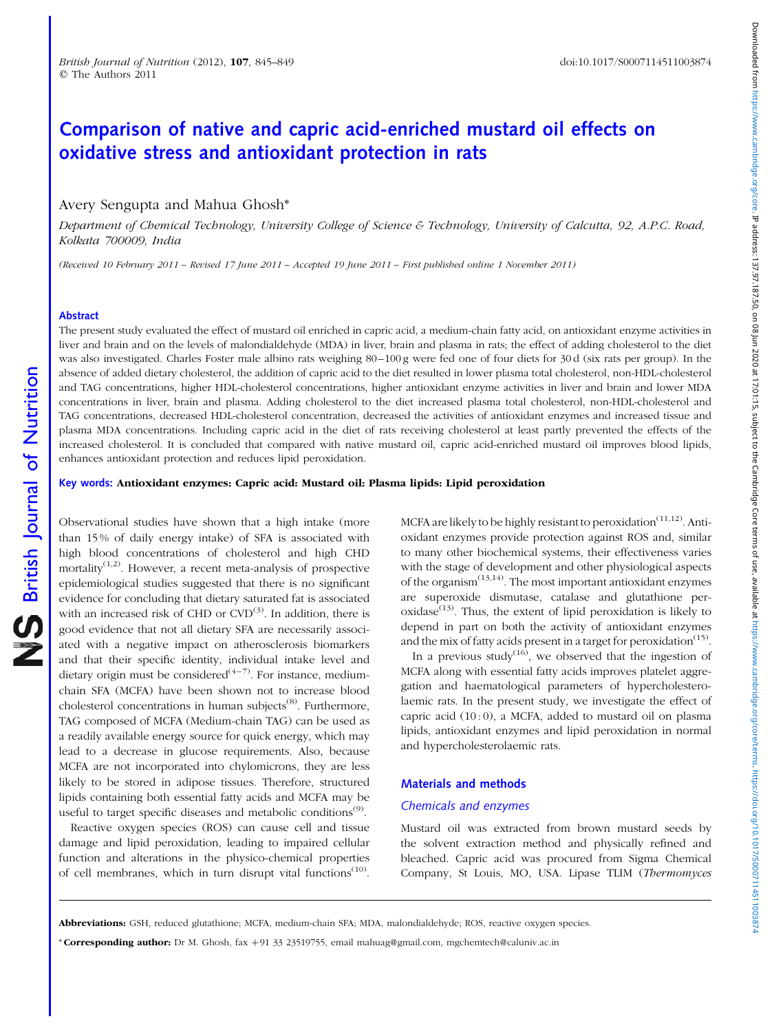# Comparison of native and capric acid-enriched mustard oil effects on oxidative stress and antioxidant protection in rats

Avery Sengupta and Mahua Ghosh*

*Department of Chemical Technology, University College of Science & Technology, University of Calcutta, 92, A.P.C. Road, Kolkata 700009, India*

*(Received 10 February 2011 – Revised 17 June 2011 – Accepted 19 June 2011 – First published online 1 November 2011)*

## Abstract

The present study evaluated the effect of mustard oil enriched in capric acid, a medium-chain fatty acid, on antioxidant enzyme activities in liver and brain and on the levels of malondialdehyde (MDA) in liver, brain and plasma in rats; the effect of adding cholesterol to the diet was also investigated. Charles Foster male albino rats weighing 80–100 g were fed one of four diets for 30 d (six rats per group). In the absence of added dietary cholesterol, the addition of capric acid to the diet resulted in lower plasma total cholesterol, non-HDL-cholesterol and TAG concentrations, higher HDL-cholesterol concentrations, higher antioxidant enzyme activities in liver and brain and lower MDA concentrations in liver, brain and plasma. Adding cholesterol to the diet increased plasma total cholesterol, non-HDL-cholesterol and TAG concentrations, decreased HDL-cholesterol concentration, decreased the activities of antioxidant enzymes and increased tissue and plasma MDA concentrations. Including capric acid in the diet of rats receiving cholesterol at least partly prevented the effects of the increased cholesterol. It is concluded that compared with native mustard oil, capric acid-enriched mustard oil improves blood lipids, enhances antioxidant protection and reduces lipid peroxidation.

**Key words: Antioxidant enzymes: Capric acid: Mustard oil: Plasma lipids: Lipid peroxidation**

Observational studies have shown that a high intake (more than 15 % of daily energy intake) of SFA is associated with high blood concentrations of cholesterol and high CHD mortality[1,2]. However, a recent meta-analysis of prospective epidemiological studies suggested that there is no significant evidence for concluding that dietary saturated fat is associated with an increased risk of CHD or CVD[3]. In addition, there is good evidence that not all dietary SFA are necessarily associated with a negative impact on atherosclerosis biomarkers and that their specific identity, individual intake level and dietary origin must be considered[4–7]. For instance, medium-chain SFA (MCFA) have been shown not to increase blood cholesterol concentrations in human subjects[8]. Furthermore, TAG composed of MCFA (Medium-chain TAG) can be used as a readily available energy source for quick energy, which may lead to a decrease in glucose requirements. Also, because MCFA are not incorporated into chylomicrons, they are less likely to be stored in adipose tissues. Therefore, structured lipids containing both essential fatty acids and MCFA may be useful to target specific diseases and metabolic conditions[9].

Reactive oxygen species (ROS) can cause cell and tissue damage and lipid peroxidation, leading to impaired cellular function and alterations in the physico-chemical properties of cell membranes, which in turn disrupt vital functions[10]. MCFA are likely to be highly resistant to peroxidation[11,12]. Antioxidant enzymes provide protection against ROS and, similar to many other biochemical systems, their effectiveness varies with the stage of development and other physiological aspects of the organism[13,14]. The most important antioxidant enzymes are superoxide dismutase, catalase and glutathione peroxidase[13]. Thus, the extent of lipid peroxidation is likely to depend in part on both the activity of antioxidant enzymes and the mix of fatty acids present in a target for peroxidation[15].

In a previous study[16], we observed that the ingestion of MCFA along with essential fatty acids improves platelet aggregation and haematological parameters of hypercholesterolaemic rats. In the present study, we investigate the effect of capric acid (10 : 0), a MCFA, added to mustard oil on plasma lipids, antioxidant enzymes and lipid peroxidation in normal and hypercholesterolaemic rats.

## Materials and methods

### Chemicals and enzymes

Mustard oil was extracted from brown mustard seeds by the solvent extraction method and physically refined and bleached. Capric acid was procured from Sigma Chemical Company, St Louis, MO, USA. Lipase TLIM (*Thermomyces*

**Abbreviations:** GSH, reduced glutathione; MCFA, medium-chain SFA; MDA, malondialdehyde; ROS, reactive oxygen species.

* **Corresponding author:** Dr M. Ghosh, fax +91 33 23519755, email mahuag@gmail.com, mgchemtech@caluniv.ac.in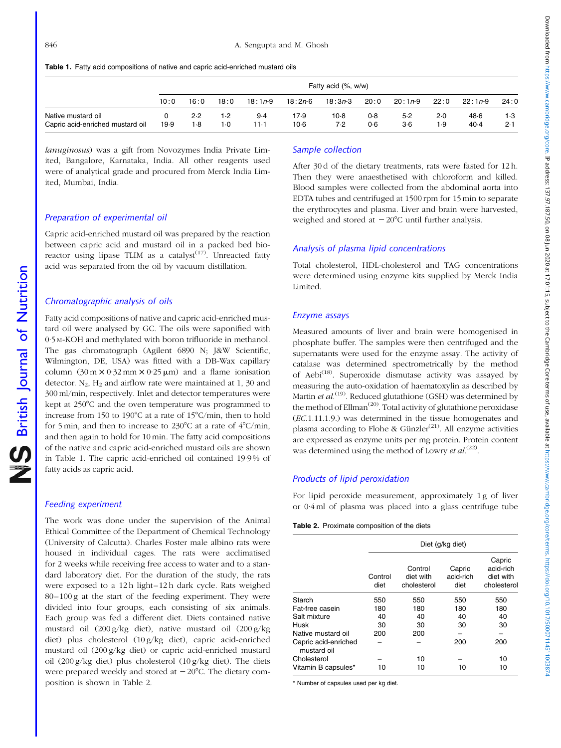**Table 1.** Fatty acid compositions of native and capric acid-enriched mustard oils

| | Fatty acid (%, w/w) | | | | | | | | | | |
|---|---|---|---|---|---|---|---|---|---|---|---|
| | 10:0 | 16:0 | 18:0 | 18:1*n*-9 | 18:2*n*-6 | 18:3*n*-3 | 20:0 | 20:1*n*-9 | 22:0 | 22:1*n*-9 | 24:0 |
| Native mustard oil | 0 | 2·2 | 1·2 | 9·4 | 17·9 | 10·8 | 0·8 | 5·2 | 2·0 | 48·6 | 1·3 |
| Capric acid-enriched mustard oil | 19·9 | 1·8 | 1·0 | 11·1 | 10·6 | 7·2 | 0·6 | 3·6 | 1·9 | 40·4 | 2·1 |

*lanuginosus*) was a gift from Novozymes India Private Limited, Bangalore, Karnataka, India. All other reagents used were of analytical grade and procured from Merck India Limited, Mumbai, India.

### Preparation of experimental oil

Capric acid-enriched mustard oil was prepared by the reaction between capric acid and mustard oil in a packed bed bioreactor using lipase TLIM as a catalyst[17]. Unreacted fatty acid was separated from the oil by vacuum distillation.

### Chromatographic analysis of oils

Fatty acid compositions of native and capric acid-enriched mustard oil were analysed by GC. The oils were saponified with 0·5 M-KOH and methylated with boron trifluoride in methanol. The gas chromatograph (Agilent 6890 N; J&W Scientific, Wilmington, DE, USA) was fitted with a DB-Wax capillary column (30 m × 0·32 mm × 0·25 μm) and a flame ionisation detector. $N_2$, $H_2$ and airflow rate were maintained at 1, 30 and 300 ml/min, respectively. Inlet and detector temperatures were kept at 250°C and the oven temperature was programmed to increase from 150 to 190°C at a rate of 15°C/min, then to hold for 5 min, and then to increase to 230°C at a rate of 4°C/min, and then again to hold for 10 min. The fatty acid compositions of the native and capric acid-enriched mustard oils are shown in Table 1. The capric acid-enriched mustard oil contained 19·9 % of fatty acids as capric acid.

### Feeding experiment

The work was done under the supervision of the Animal Ethical Committee of the Department of Chemical Technology (University of Calcutta). Charles Foster male albino rats were housed in individual cages. The rats were acclimatised for 2 weeks while receiving free access to water and to a standard laboratory diet. For the duration of the study, the rats were exposed to a 12 h light–12 h dark cycle. Rats weighed 80–100 g at the start of the feeding experiment. They were divided into four groups, each consisting of six animals. Each group was fed a different diet. Diets contained native mustard oil (200 g/kg diet), native mustard oil (200 g/kg diet) plus cholesterol (10 g/kg diet), capric acid-enriched mustard oil (200 g/kg diet) or capric acid-enriched mustard oil (200 g/kg diet) plus cholesterol (10 g/kg diet). The diets were prepared weekly and stored at −20°C. The dietary composition is shown in Table 2.

### Sample collection

After 30 d of the dietary treatments, rats were fasted for 12 h. Then they were anaesthetised with chloroform and killed. Blood samples were collected from the abdominal aorta into EDTA tubes and centrifuged at 1500 rpm for 15 min to separate the erythrocytes and plasma. Liver and brain were harvested, weighed and stored at −20°C until further analysis.

### Analysis of plasma lipid concentrations

Total cholesterol, HDL-cholesterol and TAG concentrations were determined using enzyme kits supplied by Merck India Limited.

### Enzyme assays

Measured amounts of liver and brain were homogenised in phosphate buffer. The samples were then centrifuged and the supernatants were used for the enzyme assay. The activity of catalase was determined spectrometrically by the method of Aebi[18]. Superoxide dismutase activity was assayed by measuring the auto-oxidation of haematoxylin as described by Martin *et al.*[19]. Reduced glutathione (GSH) was determined by the method of Ellman[20]. Total activity of glutathione peroxidase (*EC*.1.11.1.9.) was determined in the tissue homogenates and plasma according to Flohe & Günzler[21]. All enzyme activities are expressed as enzyme units per mg protein. Protein content was determined using the method of Lowry *et al.*[22].

### Products of lipid peroxidation

For lipid peroxide measurement, approximately 1 g of liver or 0·4 ml of plasma was placed into a glass centrifuge tube

**Table 2.** Proximate composition of the diets

| | Diet (g/kg diet) | | | |
|---|---|---|---|---|
| | Control diet | Control diet with cholesterol | Capric acid-rich diet | Capric acid-rich diet with cholesterol |
| Starch | 550 | 550 | 550 | 550 |
| Fat-free casein | 180 | 180 | 180 | 180 |
| Salt mixture | 40 | 40 | 40 | 40 |
| Husk | 30 | 30 | 30 | 30 |
| Native mustard oil | 200 | 200 | – | – |
| Capric acid-enriched mustard oil | – | – | 200 | 200 |
| Cholesterol | – | 10 | – | 10 |
| Vitamin B capsules* | 10 | 10 | 10 | 10 |

\* Number of capsules used per kg diet.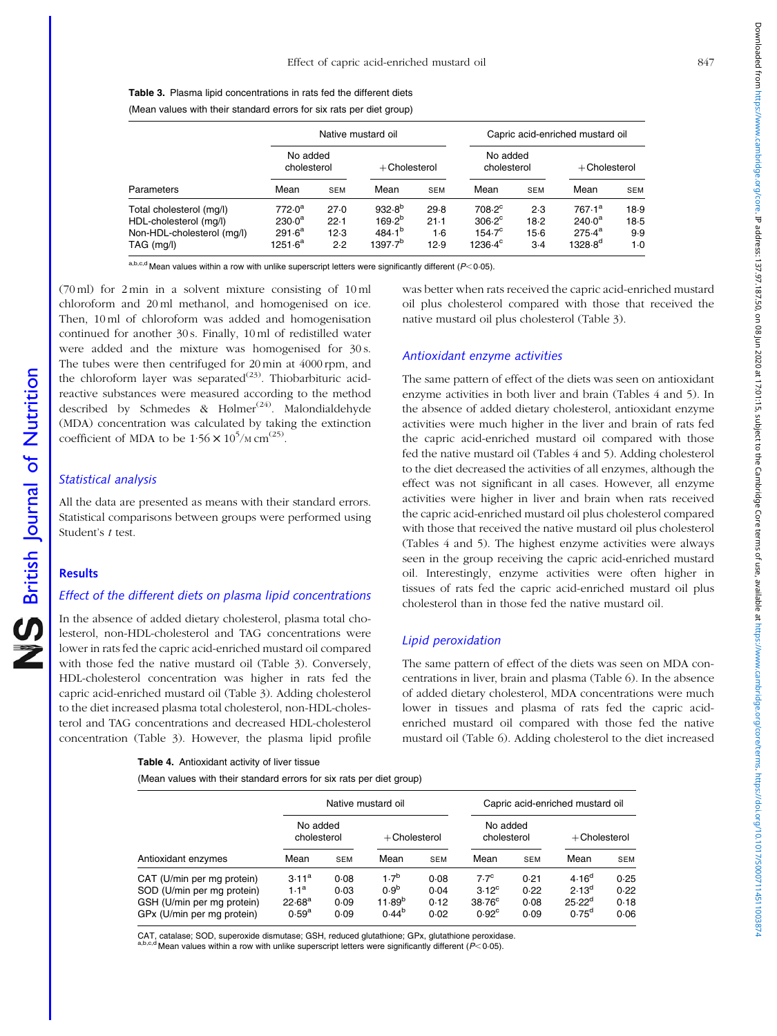**Table 3.** Plasma lipid concentrations in rats fed the different diets

(Mean values with their standard errors for six rats per diet group)

| | Native mustard oil | | | | Capric acid-enriched mustard oil | | | |
|---|---|---|---|---|---|---|---|---|
| | No added cholesterol | | +Cholesterol | | No added cholesterol | | +Cholesterol | |
| Parameters | Mean | SEM | Mean | SEM | Mean | SEM | Mean | SEM |
| Total cholesterol (mg/l) | 772·0[a] | 27·0 | 932·8[b] | 29·8 | 708·2[c] | 2·3 | 767·1[a] | 18·9 |
| HDL-cholesterol (mg/l) | 230·0[a] | 22·1 | 169·2[b] | 21·1 | 306·2[c] | 18·2 | 240·0[a] | 18·5 |
| Non-HDL-cholesterol (mg/l) | 291·6[a] | 12·3 | 484·1[b] | 1·6 | 154·7[c] | 15·6 | 275·4[a] | 9·9 |
| TAG (mg/l) | 1251·6[a] | 2·2 | 1397·7[b] | 12·9 | 1236·4[c] | 3·4 | 1328·8[d] | 1·0 |

a,b,c,d Mean values within a row with unlike superscript letters were significantly different ($P<0·05$).

(70 ml) for 2 min in a solvent mixture consisting of 10 ml chloroform and 20 ml methanol, and homogenised on ice. Then, 10 ml of chloroform was added and homogenisation continued for another 30 s. Finally, 10 ml of redistilled water were added and the mixture was homogenised for 30 s. The tubes were then centrifuged for 20 min at 4000 rpm, and the chloroform layer was separated[23]. Thiobarbituric acid-reactive substances were measured according to the method described by Schmedes & Hølmer[24]. Malondialdehyde (MDA) concentration was calculated by taking the extinction coefficient of MDA to be $1·56 \times 10^5$/M cm[25].

### Statistical analysis

All the data are presented as means with their standard errors. Statistical comparisons between groups were performed using Student's *t* test.

## Results

### Effect of the different diets on plasma lipid concentrations

In the absence of added dietary cholesterol, plasma total cholesterol, non-HDL-cholesterol and TAG concentrations were lower in rats fed the capric acid-enriched mustard oil compared with those fed the native mustard oil (Table 3). Conversely, HDL-cholesterol concentration was higher in rats fed the capric acid-enriched mustard oil (Table 3). Adding cholesterol to the diet increased plasma total cholesterol, non-HDL-cholesterol and TAG concentrations and decreased HDL-cholesterol concentration (Table 3). However, the plasma lipid profile was better when rats received the capric acid-enriched mustard oil plus cholesterol compared with those that received the native mustard oil plus cholesterol (Table 3).

### Antioxidant enzyme activities

The same pattern of effect of the diets was seen on antioxidant enzyme activities in both liver and brain (Tables 4 and 5). In the absence of added dietary cholesterol, antioxidant enzyme activities were much higher in the liver and brain of rats fed the capric acid-enriched mustard oil compared with those fed the native mustard oil (Tables 4 and 5). Adding cholesterol to the diet decreased the activities of all enzymes, although the effect was not significant in all cases. However, all enzyme activities were higher in liver and brain when rats received the capric acid-enriched mustard oil plus cholesterol compared with those that received the native mustard oil plus cholesterol (Tables 4 and 5). The highest enzyme activities were always seen in the group receiving the capric acid-enriched mustard oil. Interestingly, enzyme activities were often higher in tissues of rats fed the capric acid-enriched mustard oil plus cholesterol than in those fed the native mustard oil.

### Lipid peroxidation

The same pattern of effect of the diets was seen on MDA concentrations in liver, brain and plasma (Table 6). In the absence of added dietary cholesterol, MDA concentrations were much lower in tissues and plasma of rats fed the capric acid-enriched mustard oil compared with those fed the native mustard oil (Table 6). Adding cholesterol to the diet increased

**Table 4.** Antioxidant activity of liver tissue

(Mean values with their standard errors for six rats per diet group)

| | Native mustard oil | | | | Capric acid-enriched mustard oil | | | |
|---|---|---|---|---|---|---|---|---|
| | No added cholesterol | | +Cholesterol | | No added cholesterol | | +Cholesterol | |
| Antioxidant enzymes | Mean | SEM | Mean | SEM | Mean | SEM | Mean | SEM |
| CAT (U/min per mg protein) | 3·11[a] | 0·08 | 1·7[b] | 0·08 | 7·7[c] | 0·21 | 4·16[d] | 0·25 |
| SOD (U/min per mg protein) | 1·1[a] | 0·03 | 0·9[b] | 0·04 | 3·12[c] | 0·22 | 2·13[d] | 0·22 |
| GSH (U/min per mg protein) | 22·68[a] | 0·09 | 11·89[b] | 0·12 | 38·76[c] | 0·08 | 25·22[d] | 0·18 |
| GPx (U/min per mg protein) | 0·59[a] | 0·09 | 0·44[b] | 0·02 | 0·92[c] | 0·09 | 0·75[d] | 0·06 |

CAT, catalase; SOD, superoxide dismutase; GSH, reduced glutathione; GPx, glutathione peroxidase.
a,b,c,d Mean values within a row with unlike superscript letters were significantly different ($P<0·05$).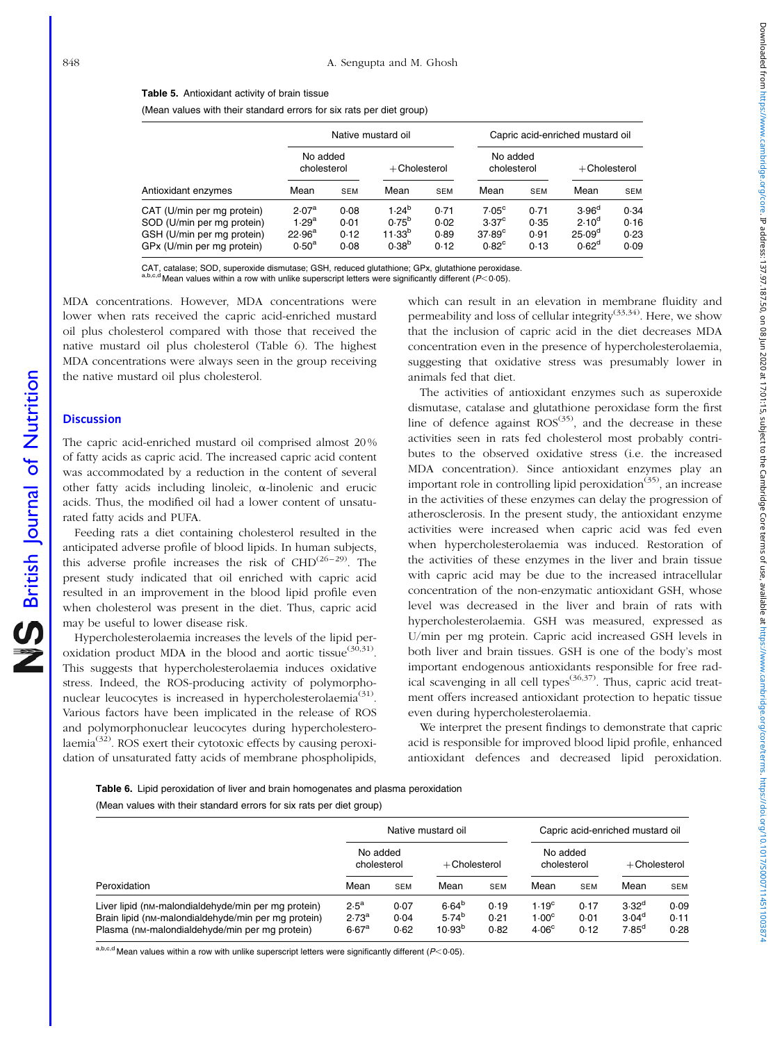**Table 5.** Antioxidant activity of brain tissue

(Mean values with their standard errors for six rats per diet group)

| | Native mustard oil | | | | Capric acid-enriched mustard oil | | | |
|---|---|---|---|---|---|---|---|---|
| | No added cholesterol | | +Cholesterol | | No added cholesterol | | +Cholesterol | |
| Antioxidant enzymes | Mean | SEM | Mean | SEM | Mean | SEM | Mean | SEM |
| CAT (U/min per mg protein) | 2·07[a] | 0·08 | 1·24[b] | 0·71 | 7·05[c] | 0·71 | 3·96[d] | 0·34 |
| SOD (U/min per mg protein) | 1·29[a] | 0·01 | 0·75[b] | 0·02 | 3·37[c] | 0·35 | 2·10[d] | 0·16 |
| GSH (U/min per mg protein) | 22·96[a] | 0·12 | 11·33[b] | 0·89 | 37·89[c] | 0·91 | 25·09[d] | 0·23 |
| GPx (U/min per mg protein) | 0·50[a] | 0·08 | 0·38[b] | 0·12 | 0·82[c] | 0·13 | 0·62[d] | 0·09 |

CAT, catalase; SOD, superoxide dismutase; GSH, reduced glutathione; GPx, glutathione peroxidase.
[a,b,c,d] Mean values within a row with unlike superscript letters were significantly different ($P<0·05$).

MDA concentrations. However, MDA concentrations were lower when rats received the capric acid-enriched mustard oil plus cholesterol compared with those that received the native mustard oil plus cholesterol (Table 6). The highest MDA concentrations were always seen in the group receiving the native mustard oil plus cholesterol.

## Discussion

The capric acid-enriched mustard oil comprised almost 20 % of fatty acids as capric acid. The increased capric acid content was accommodated by a reduction in the content of several other fatty acids including linoleic, α-linolenic and erucic acids. Thus, the modified oil had a lower content of unsaturated fatty acids and PUFA.

Feeding rats a diet containing cholesterol resulted in the anticipated adverse profile of blood lipids. In human subjects, this adverse profile increases the risk of CHD[26–29]. The present study indicated that oil enriched with capric acid resulted in an improvement in the blood lipid profile even when cholesterol was present in the diet. Thus, capric acid may be useful to lower disease risk.

Hypercholesterolaemia increases the levels of the lipid peroxidation product MDA in the blood and aortic tissue[30,31]. This suggests that hypercholesterolaemia induces oxidative stress. Indeed, the ROS-producing activity of polymorphonuclear leucocytes is increased in hypercholesterolaemia[31]. Various factors have been implicated in the release of ROS and polymorphonuclear leucocytes during hypercholesterolaemia[32]. ROS exert their cytotoxic effects by causing peroxidation of unsaturated fatty acids of membrane phospholipids, which can result in an elevation in membrane fluidity and permeability and loss of cellular integrity[33,34]. Here, we show that the inclusion of capric acid in the diet decreases MDA concentration even in the presence of hypercholesterolaemia, suggesting that oxidative stress was presumably lower in animals fed that diet.

The activities of antioxidant enzymes such as superoxide dismutase, catalase and glutathione peroxidase form the first line of defence against ROS[35], and the decrease in these activities seen in rats fed cholesterol most probably contributes to the observed oxidative stress (i.e. the increased MDA concentration). Since antioxidant enzymes play an important role in controlling lipid peroxidation[35], an increase in the activities of these enzymes can delay the progression of atherosclerosis. In the present study, the antioxidant enzyme activities were increased when capric acid was fed even when hypercholesterolaemia was induced. Restoration of the activities of these enzymes in the liver and brain tissue with capric acid may be due to the increased intracellular concentration of the non-enzymatic antioxidant GSH, whose level was decreased in the liver and brain of rats with hypercholesterolaemia. GSH was measured, expressed as U/min per mg protein. Capric acid increased GSH levels in both liver and brain tissues. GSH is one of the body's most important endogenous antioxidants responsible for free radical scavenging in all cell types[36,37]. Thus, capric acid treatment offers increased antioxidant protection to hepatic tissue even during hypercholesterolaemia.

We interpret the present findings to demonstrate that capric acid is responsible for improved blood lipid profile, enhanced antioxidant defences and decreased lipid peroxidation.

**Table 6.** Lipid peroxidation of liver and brain homogenates and plasma peroxidation

(Mean values with their standard errors for six rats per diet group)

| | Native mustard oil | | | | Capric acid-enriched mustard oil | | | |
|---|---|---|---|---|---|---|---|---|
| | No added cholesterol | | +Cholesterol | | No added cholesterol | | +Cholesterol | |
| Peroxidation | Mean | SEM | Mean | SEM | Mean | SEM | Mean | SEM |
| Liver lipid (nM-malondialdehyde/min per mg protein) | 2·5[a] | 0·07 | 6·64[b] | 0·19 | 1·19[c] | 0·17 | 3·32[d] | 0·09 |
| Brain lipid (nM-malondialdehyde/min per mg protein) | 2·73[a] | 0·04 | 5·74[b] | 0·21 | 1·00[c] | 0·01 | 3·04[d] | 0·11 |
| Plasma (nM-malondialdehyde/min per mg protein) | 6·67[a] | 0·62 | 10·93[b] | 0·82 | 4·06[c] | 0·12 | 7·85[d] | 0·28 |

[a,b,c,d] Mean values within a row with unlike superscript letters were significantly different ($P<0·05$).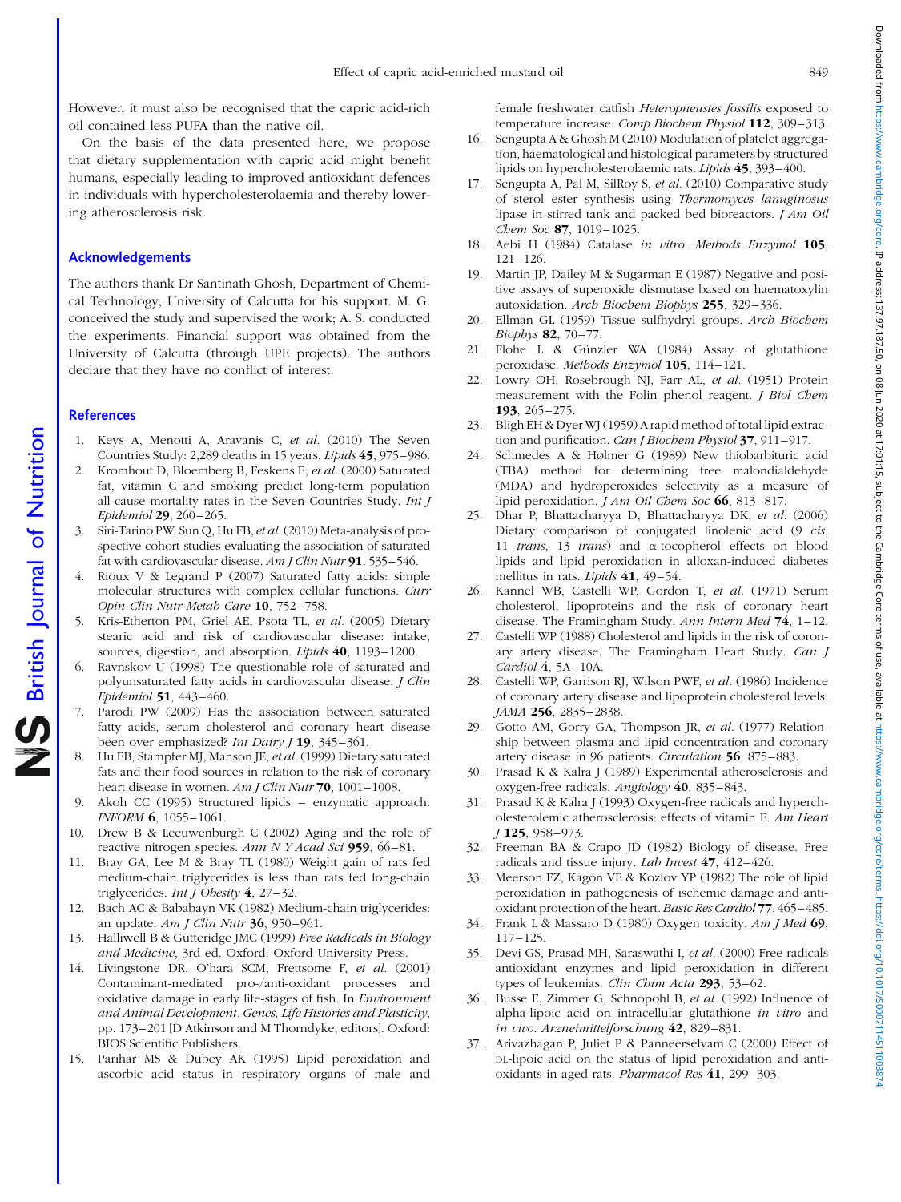However, it must also be recognised that the capric acid-rich oil contained less PUFA than the native oil.

On the basis of the data presented here, we propose that dietary supplementation with capric acid might benefit humans, especially leading to improved antioxidant defences in individuals with hypercholesterolaemia and thereby lowering atherosclerosis risk.

## Acknowledgements

The authors thank Dr Santinath Ghosh, Department of Chemical Technology, University of Calcutta for his support. M. G. conceived the study and supervised the work; A. S. conducted the experiments. Financial support was obtained from the University of Calcutta (through UPE projects). The authors declare that they have no conflict of interest.

## References

1. Keys A, Menotti A, Aravanis C, *et al.* (2010) The Seven Countries Study: 2,289 deaths in 15 years. *Lipids* **45**, 975–986.
2. Kromhout D, Bloemberg B, Feskens E, *et al.* (2000) Saturated fat, vitamin C and smoking predict long-term population all-cause mortality rates in the Seven Countries Study. *Int J Epidemiol* **29**, 260–265.
3. Siri-Tarino PW, Sun Q, Hu FB, *et al.* (2010) Meta-analysis of prospective cohort studies evaluating the association of saturated fat with cardiovascular disease. *Am J Clin Nutr* **91**, 535–546.
4. Rioux V & Legrand P (2007) Saturated fatty acids: simple molecular structures with complex cellular functions. *Curr Opin Clin Nutr Metab Care* **10**, 752–758.
5. Kris-Etherton PM, Griel AE, Psota TL, *et al.* (2005) Dietary stearic acid and risk of cardiovascular disease: intake, sources, digestion, and absorption. *Lipids* **40**, 1193–1200.
6. Ravnskov U (1998) The questionable role of saturated and polyunsaturated fatty acids in cardiovascular disease. *J Clin Epidemiol* **51**, 443–460.
7. Parodi PW (2009) Has the association between saturated fatty acids, serum cholesterol and coronary heart disease been over emphasized? *Int Dairy J* **19**, 345–361.
8. Hu FB, Stampfer MJ, Manson JE, *et al.* (1999) Dietary saturated fats and their food sources in relation to the risk of coronary heart disease in women. *Am J Clin Nutr* **70**, 1001–1008.
9. Akoh CC (1995) Structured lipids – enzymatic approach. *INFORM* **6**, 1055–1061.
10. Drew B & Leeuwenburgh C (2002) Aging and the role of reactive nitrogen species. *Ann N Y Acad Sci* **959**, 66–81.
11. Bray GA, Lee M & Bray TL (1980) Weight gain of rats fed medium-chain triglycerides is less than rats fed long-chain triglycerides. *Int J Obesity* **4**, 27–32.
12. Bach AC & Bababayn VK (1982) Medium-chain triglycerides: an update. *Am J Clin Nutr* **36**, 950–961.
13. Halliwell B & Gutteridge JMC (1999) *Free Radicals in Biology and Medicine*, 3rd ed. Oxford: Oxford University Press.
14. Livingstone DR, O'hara SCM, Frettsome F, *et al.* (2001) Contaminant-mediated pro-/anti-oxidant processes and oxidative damage in early life-stages of fish. In *Environment and Animal Development. Genes, Life Histories and Plasticity*, pp. 173–201 [D Atkinson and M Thorndyke, editors]. Oxford: BIOS Scientific Publishers.
15. Parihar MS & Dubey AK (1995) Lipid peroxidation and ascorbic acid status in respiratory organs of male and female freshwater catfish *Heteropneustes fossilis* exposed to temperature increase. *Comp Biochem Physiol* **112**, 309–313.
16. Sengupta A & Ghosh M (2010) Modulation of platelet aggregation, haematological and histological parameters by structured lipids on hypercholesterolaemic rats. *Lipids* **45**, 393–400.
17. Sengupta A, Pal M, SilRoy S, *et al.* (2010) Comparative study of sterol ester synthesis using *Thermomyces lanuginosus* lipase in stirred tank and packed bed bioreactors. *J Am Oil Chem Soc* **87**, 1019–1025.
18. Aebi H (1984) Catalase *in vitro*. *Methods Enzymol* **105**, 121–126.
19. Martin JP, Dailey M & Sugarman E (1987) Negative and positive assays of superoxide dismutase based on haematoxylin autoxidation. *Arch Biochem Biophys* **255**, 329–336.
20. Ellman GL (1959) Tissue sulfhydryl groups. *Arch Biochem Biophys* **82**, 70–77.
21. Flohe L & Günzler WA (1984) Assay of glutathione peroxidase. *Methods Enzymol* **105**, 114–121.
22. Lowry OH, Rosebrough NJ, Farr AL, *et al.* (1951) Protein measurement with the Folin phenol reagent. *J Biol Chem* **193**, 265–275.
23. Bligh EH & Dyer WJ (1959) A rapid method of total lipid extraction and purification. *Can J Biochem Physiol* **37**, 911–917.
24. Schmedes A & Hølmer G (1989) New thiobarbituric acid (TBA) method for determining free malondialdehyde (MDA) and hydroperoxides selectivity as a measure of lipid peroxidation. *J Am Oil Chem Soc* **66**, 813–817.
25. Dhar P, Bhattacharyya D, Bhattacharyya DK, *et al.* (2006) Dietary comparison of conjugated linolenic acid (9 *cis*, 11 *trans*, 13 *trans*) and α-tocopherol effects on blood lipids and lipid peroxidation in alloxan-induced diabetes mellitus in rats. *Lipids* **41**, 49–54.
26. Kannel WB, Castelli WP, Gordon T, *et al.* (1971) Serum cholesterol, lipoproteins and the risk of coronary heart disease. The Framingham Study. *Ann Intern Med* **74**, 1–12.
27. Castelli WP (1988) Cholesterol and lipids in the risk of coronary artery disease. The Framingham Heart Study. *Can J Cardiol* **4**, 5A–10A.
28. Castelli WP, Garrison RJ, Wilson PWF, *et al.* (1986) Incidence of coronary artery disease and lipoprotein cholesterol levels. *JAMA* **256**, 2835–2838.
29. Gotto AM, Gorry GA, Thompson JR, *et al.* (1977) Relationship between plasma and lipid concentration and coronary artery disease in 96 patients. *Circulation* **56**, 875–883.
30. Prasad K & Kalra J (1989) Experimental atherosclerosis and oxygen-free radicals. *Angiology* **40**, 835–843.
31. Prasad K & Kalra J (1993) Oxygen-free radicals and hypercholesterolemic atherosclerosis: effects of vitamin E. *Am Heart J* **125**, 958–973.
32. Freeman BA & Crapo JD (1982) Biology of disease. Free radicals and tissue injury. *Lab Invest* **47**, 412–426.
33. Meerson FZ, Kagon VE & Kozlov YP (1982) The role of lipid peroxidation in pathogenesis of ischemic damage and antioxidant protection of the heart. *Basic Res Cardiol* **77**, 465–485.
34. Frank L & Massaro D (1980) Oxygen toxicity. *Am J Med* **69**, 117–125.
35. Devi GS, Prasad MH, Saraswathi I, *et al.* (2000) Free radicals antioxidant enzymes and lipid peroxidation in different types of leukemias. *Clin Chim Acta* **293**, 53–62.
36. Busse E, Zimmer G, Schnopohl B, *et al.* (1992) Influence of alpha-lipoic acid on intracellular glutathione *in vitro* and *in vivo*. *Arzneimittelforschung* **42**, 829–831.
37. Arivazhagan P, Juliet P & Panneerselvam C (2000) Effect of DL-lipoic acid on the status of lipid peroxidation and antioxidants in aged rats. *Pharmacol Res* **41**, 299–303.